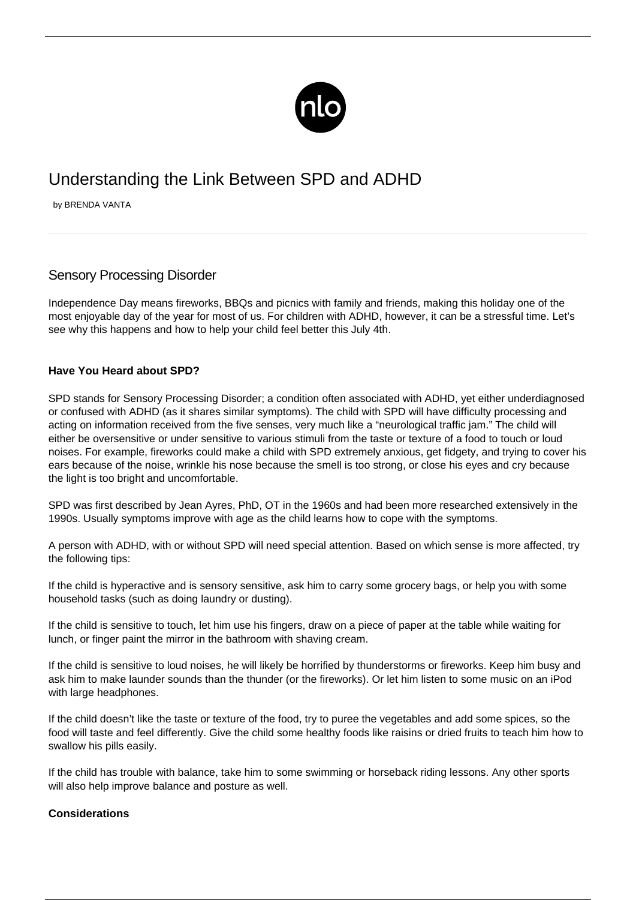# Understanding the Link Between SPD and ADHD

by BRENDA VANTA

## Sensory Processing Disorder

Independence Day means fireworks, BBQs and picnics with family and friends, making this holiday one of the most enjoyable day of the year for most of us. For children with ADHD, however, it can be a stressful time. Let's see why this happens and how to help your child feel better this July 4th.

**Have You Heard about SPD?**

SPD stands for Sensory Processing Disorder; a condition often associated with ADHD, yet either underdiagnosed or confused with ADHD (as it shares similar symptoms). The child with SPD will have difficulty processing and acting on information received from the five senses, very much like a "neurological traffic jam." The child will either be oversensitive or under sensitive to various stimuli from the taste or texture of a food to touch or loud noises. For example, fireworks could make a child with SPD extremely anxious, get fidgety, and trying to cover his ears because of the noise, wrinkle his nose because the smell is too strong, or close his eyes and cry because the light is too bright and uncomfortable.

SPD was first described by Jean Ayres, PhD, OT in the 1960s and had been more researched extensively in the 1990s. Usually symptoms improve with age as the child learns how to cope with the symptoms.

A person with ADHD, with or without SPD will need special attention. Based on which sense is more affected, try the following tips:

If the child is hyperactive and is sensory sensitive, ask him to carry some grocery bags, or help you with some household tasks (such as doing laundry or dusting).

If the child is sensitive to touch, let him use his fingers, draw on a piece of paper at the table while waiting for lunch, or finger paint the mirror in the bathroom with shaving cream.

If the child is sensitive to loud noises, he will likely be horrified by thunderstorms or fireworks. Keep him busy and ask him to make launder sounds than the thunder (or the fireworks). Or let him listen to some music on an iPod with large headphones.

If the child doesn't like the taste or texture of the food, try to puree the vegetables and add some spices, so the food will taste and feel differently. Give the child some healthy foods like raisins or dried fruits to teach him how to swallow his pills easily.

If the child has trouble with balance, take him to some swimming or horseback riding lessons. Any other sports will also help improve balance and posture as well.

**Considerations**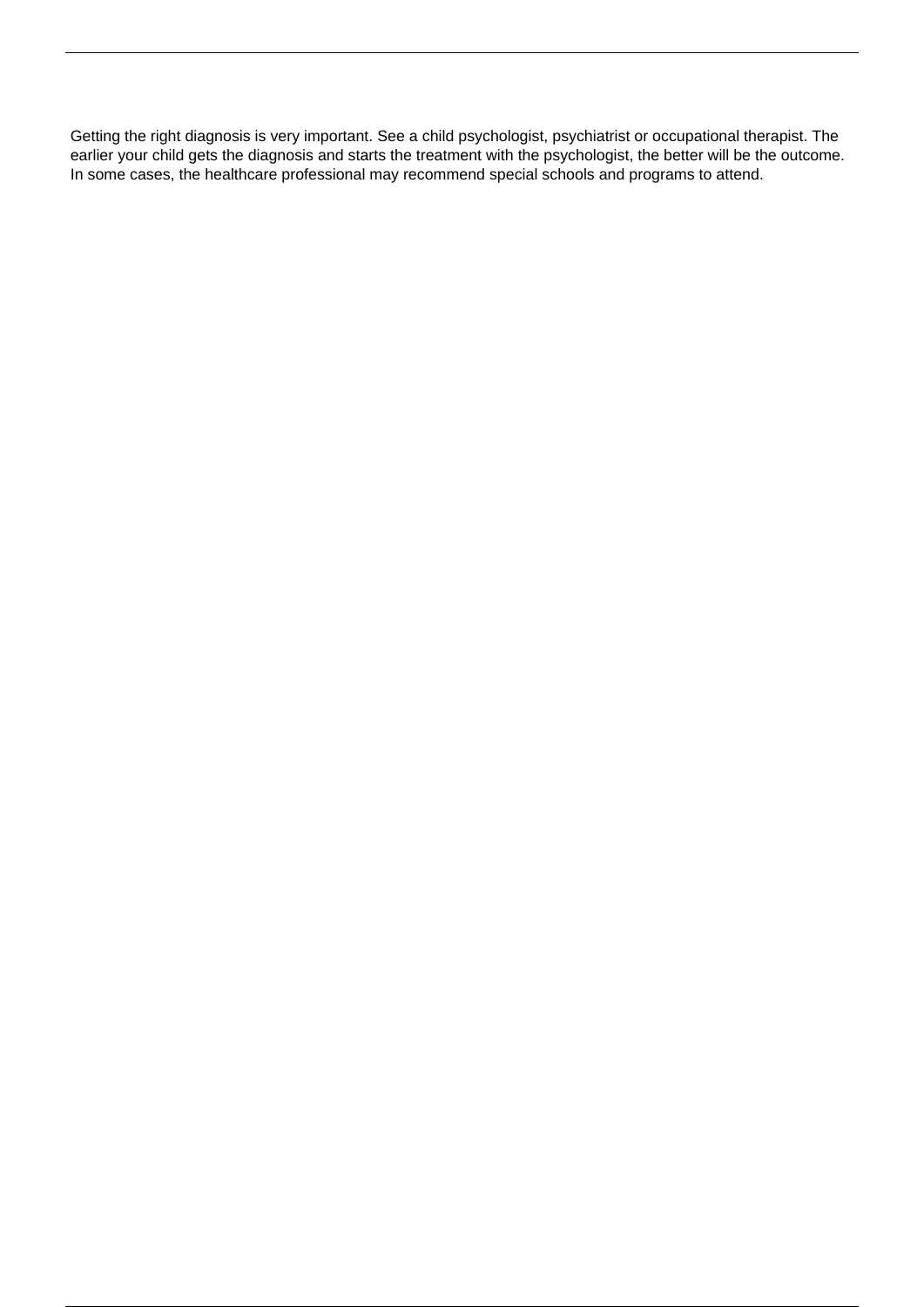Getting the right diagnosis is very important. See a child psychologist, psychiatrist or occupational therapist. The earlier your child gets the diagnosis and starts the treatment with the psychologist, the better will be the outcome. In some cases, the healthcare professional may recommend special schools and programs to attend.